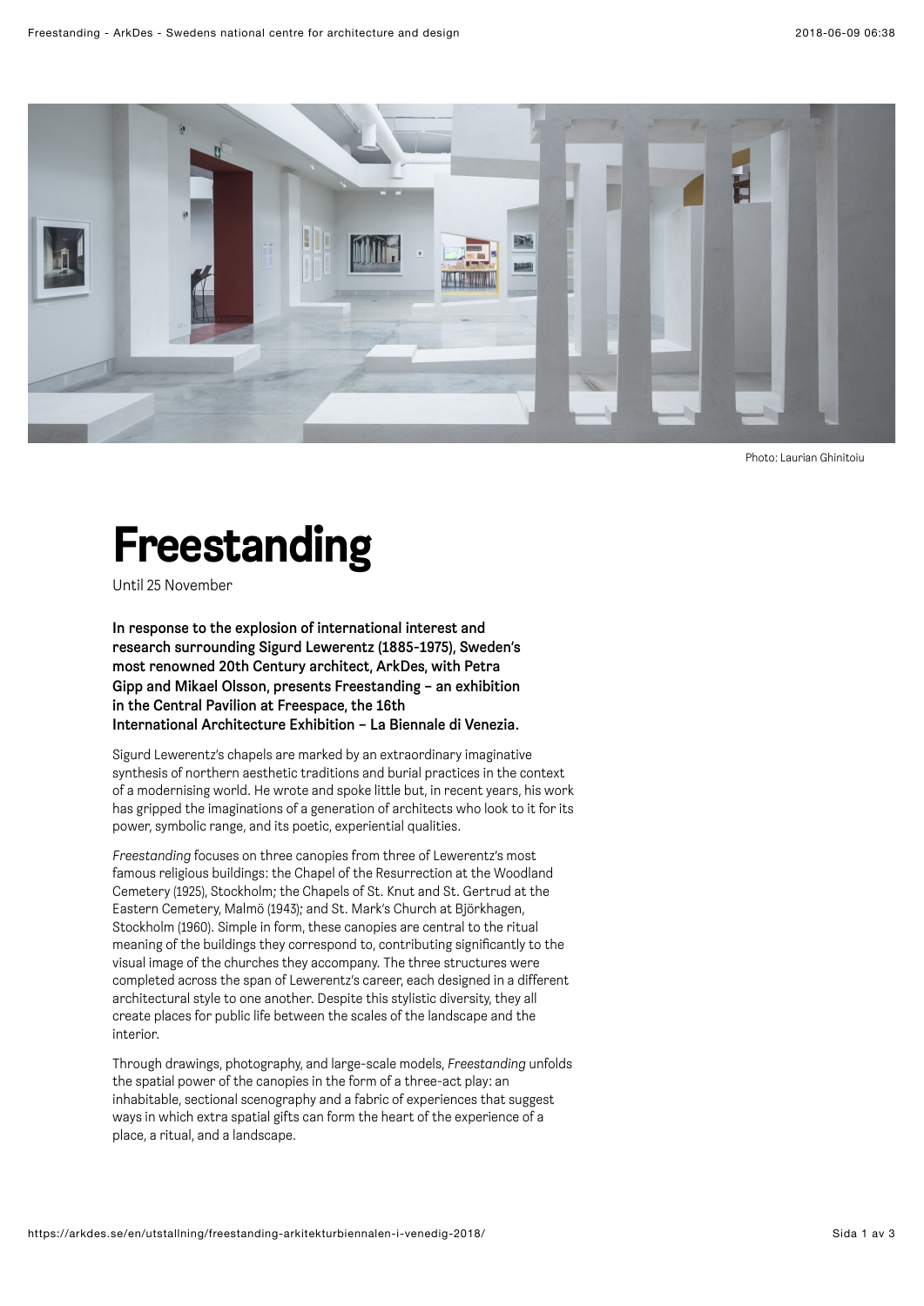Photo: Laurian Ghinitoiu

# Freestanding

Until 25 November

**In response to the explosion of international interest and research surrounding Sigurd Lewerentz (1885-1975), Sweden's most renowned 20th Century architect, ArkDes, with Petra Gipp and Mikael Olsson, presents Freestanding – an exhibition in the Central Pavilion at Freespace, the 16th International Architecture Exhibition – La Biennale di Venezia.**

Sigurd Lewerentz's chapels are marked by an extraordinary imaginative synthesis of northern aesthetic traditions and burial practices in the context of a modernising world. He wrote and spoke little but, in recent years, his work has gripped the imaginations of a generation of architects who look to it for its power, symbolic range, and its poetic, experiential qualities.

*Freestanding* focuses on three canopies from three of Lewerentz's most famous religious buildings: the Chapel of the Resurrection at the Woodland Cemetery (1925), Stockholm; the Chapels of St. Knut and St. Gertrud at the Eastern Cemetery, Malmö (1943); and St. Mark's Church at Björkhagen, Stockholm (1960). Simple in form, these canopies are central to the ritual meaning of the buildings they correspond to, contributing significantly to the visual image of the churches they accompany. The three structures were completed across the span of Lewerentz's career, each designed in a different architectural style to one another. Despite this stylistic diversity, they all create places for public life between the scales of the landscape and the interior.

Through drawings, photography, and large-scale models, *Freestanding* unfolds the spatial power of the canopies in the form of a three-act play: an inhabitable, sectional scenography and a fabric of experiences that suggest ways in which extra spatial gifts can form the heart of the experience of a place, a ritual, and a landscape.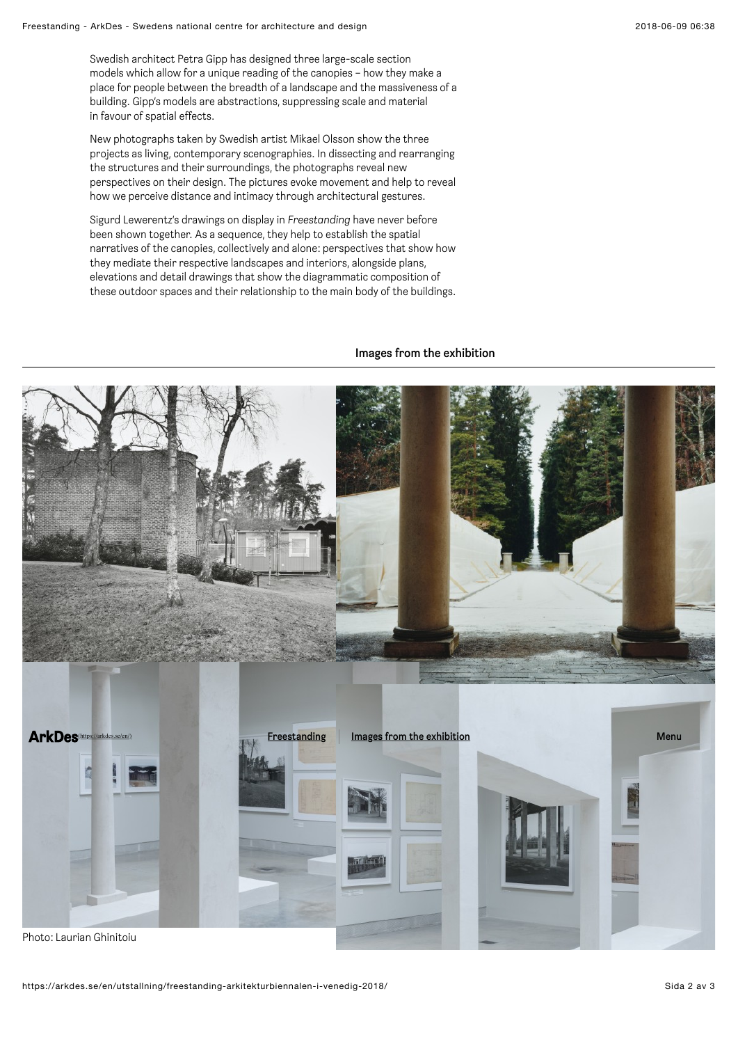Swedish architect Petra Gipp has designed three large-scale section models which allow for a unique reading of the canopies – how they make a place for people between the breadth of a landscape and the massiveness of a building. Gipp's models are abstractions, suppressing scale and material in favour of spatial effects.

New photographs taken by Swedish artist Mikael Olsson show the three projects as living, contemporary scenographies. In dissecting and rearranging the structures and their surroundings, the photographs reveal new perspectives on their design. The pictures evoke movement and help to reveal how we perceive distance and intimacy through architectural gestures.

Sigurd Lewerentz's drawings on display in *Freestanding* have never before been shown together. As a sequence, they help to establish the spatial narratives of the canopies, collectively and alone: perspectives that show how they mediate their respective landscapes and interiors, alongside plans, elevations and detail drawings that show the diagrammatic composition of these outdoor spaces and their relationship to the main body of the buildings.

## Images from the exhibition

ArkDes (https://arkdes.se/en/) Freestanding | Images from the exhibition Menu

Photo: Laurian Ghinitoiu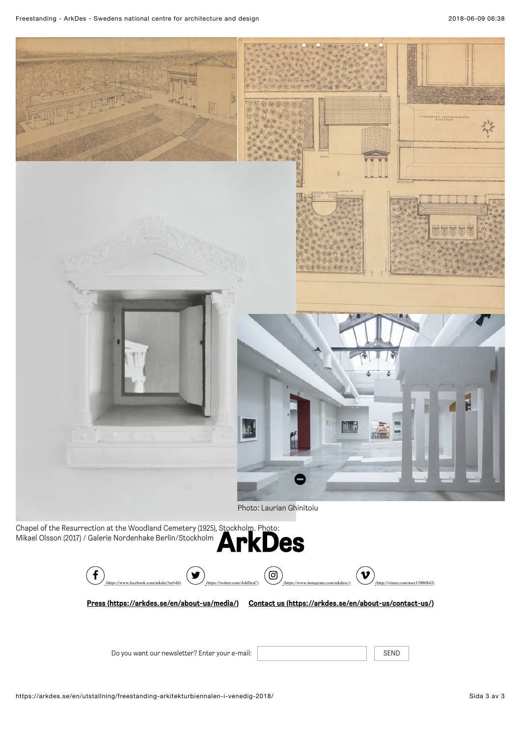Photo: Laurian Ghinitoiu

Chapel of the Resurrection at the Woodland Cemetery (1925), Stockholm. Photo: Mikael Olsson (2017) / Galerie Nordenhake Berlin/Stockholm

**ArkDes**

(https://www.facebook.com/arkdes?ref=hl) (https://twitter.com/ArkDesC) (https://www.instagram.com/arkdesc/) (http://vimeo.com/user13886843)

**Press (https://arkdes.se/en/about-us/media/)** **Contact us (https://arkdes.se/en/about-us/contact-us/)**

Do you want our newsletter? Enter your e-mail: SEND